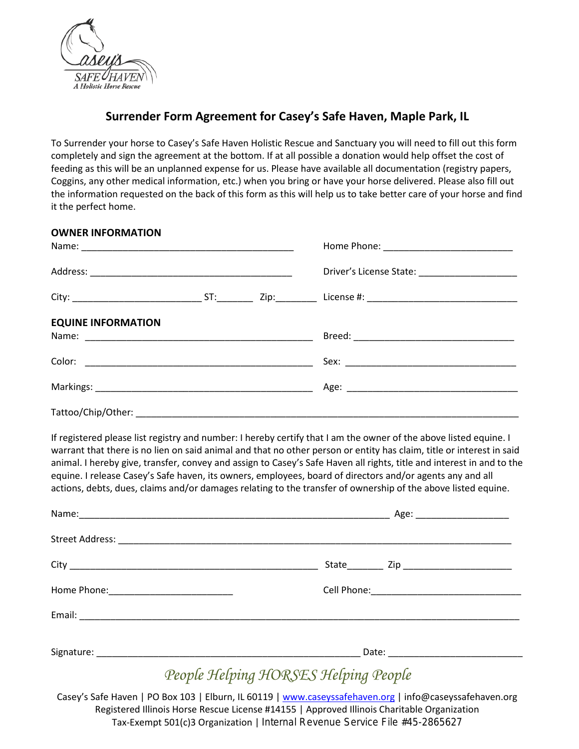# Surrender Form Agreement for Casey's Safe Haven, Maple Park, IL

To Surrender your horse to Casey's Safe Haven Holistic Rescue and Sanctuary you will need to fill out this form completely and sign the agreement at the bottom. If at all possible a donation would help offset the cost of feeding as this will be an unplanned expense for us. Please have available all documentation (registry papers, Coggins, any other medical information, etc.) when you bring or have your horse delivered. Please also fill out the information requested on the back of this form as this will help us to take better care of your horse and find it the perfect home.

**OWNER INFORMATION**

Name: ________________________________________ Home Phone: ________________________

Address: ______________________________________ Driver's License State: __________________

City: ______________________ ST:_______ Zip:________ License #: ___________________________

**EQUINE INFORMATION**

Name: __________________________________________ Breed: _____________________________

Color: __________________________________________ Sex: _______________________________

Markings: _______________________________________ Age: _______________________________

Tattoo/Chip/Other: ___________________________________________________________________

If registered please list registry and number: I hereby certify that I am the owner of the above listed equine. I warrant that there is no lien on said animal and that no other person or entity has claim, title or interest in said animal. I hereby give, transfer, convey and assign to Casey's Safe Haven all rights, title and interest in and to the equine. I release Casey's Safe haven, its owners, employees, board of directors and/or agents any and all actions, debts, dues, claims and/or damages relating to the transfer of ownership of the above listed equine.

Name:___________________________________________________________ Age: _________________

Street Address: _______________________________________________________________________

City ______________________________________________ State_______ Zip ____________________

Home Phone:_______________________ Cell Phone:____________________________

Email: _____________________________________________________________________________

Signature: __________________________________________________ Date: ________________________

*People Helping HORSES Helping People*

Casey's Safe Haven | PO Box 103 | Elburn, IL 60119 | [www.caseyssafehaven.org](http://www.caseyssafehaven.org) | info@caseyssafehaven.org
Registered Illinois Horse Rescue License #14155 | Approved Illinois Charitable Organization
Tax-Exempt 501(c)3 Organization | Internal Revenue Service File #45-2865627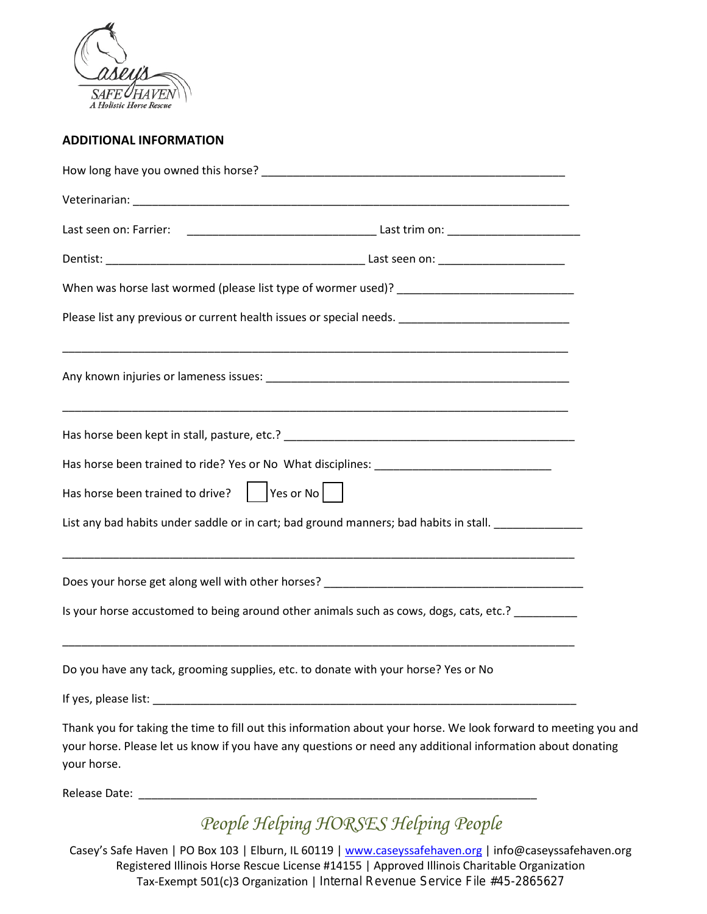## ADDITIONAL INFORMATION

How long have you owned this horse? ______________________________________________

Veterinarian: ____________________________________________________________________

Last seen on: Farrier: ______________________________ Last trim on: ____________________

Dentist: ________________________________________ Last seen on: ___________________

When was horse last wormed (please list type of wormer used)? __________________________

Please list any previous or current health issues or special needs. _________________________

_______________________________________________________________________________

Any known injuries or lameness issues: ______________________________________________

_______________________________________________________________________________

Has horse been kept in stall, pasture, etc.? ____________________________________________

Has horse been trained to ride? Yes or No What disciplines: ___________________________

Has horse been trained to drive? ☐ Yes or No ☐

List any bad habits under saddle or in cart; bad ground manners; bad habits in stall. _____________

_______________________________________________________________________________

Does your horse get along well with other horses? _______________________________________

Is your horse accustomed to being around other animals such as cows, dogs, cats, etc.? _________

_______________________________________________________________________________

Do you have any tack, grooming supplies, etc. to donate with your horse? Yes or No

If yes, please list: ______________________________________________________________

Thank you for taking the time to fill out this information about your horse. We look forward to meeting you and your horse. Please let us know if you have any questions or need any additional information about donating your horse.

Release Date: ___________________________________________________________

*People Helping HORSES Helping People*

Casey's Safe Haven | PO Box 103 | Elburn, IL 60119 | www.caseyssafehaven.org | info@caseyssafehaven.org
Registered Illinois Horse Rescue License #14155 | Approved Illinois Charitable Organization
Tax-Exempt 501(c)3 Organization | Internal Revenue Service File #45-2865627